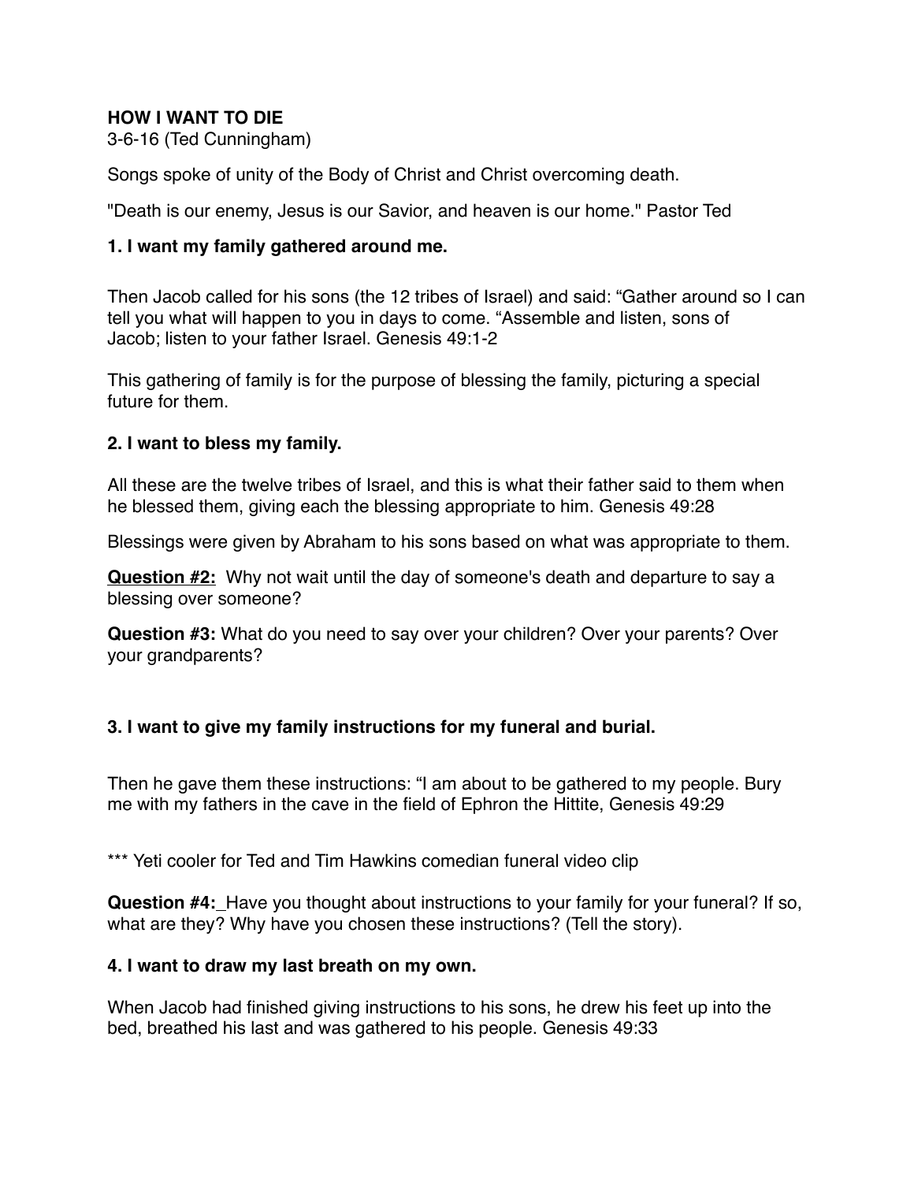**HOW I WANT TO DIE**
3-6-16 (Ted Cunningham)

Songs spoke of unity of the Body of Christ and Christ overcoming death.

"Death is our enemy, Jesus is our Savior, and heaven is our home." Pastor Ted

**1. I want my family gathered around me.**

Then Jacob called for his sons (the 12 tribes of Israel) and said: "Gather around so I can tell you what will happen to you in days to come. "Assemble and listen, sons of Jacob; listen to your father Israel. Genesis 49:1-2

This gathering of family is for the purpose of blessing the family, picturing a special future for them.

**2. I want to bless my family.**

All these are the twelve tribes of Israel, and this is what their father said to them when he blessed them, giving each the blessing appropriate to him. Genesis 49:28

Blessings were given by Abraham to his sons based on what was appropriate to them.

**<u>Question #2:</u>** Why not wait until the day of someone's death and departure to say a blessing over someone?

**Question #3:** What do you need to say over your children? Over your parents? Over your grandparents?

**3. I want to give my family instructions for my funeral and burial.**

Then he gave them these instructions: "I am about to be gathered to my people. Bury me with my fathers in the cave in the field of Ephron the Hittite, Genesis 49:29

*** Yeti cooler for Ted and Tim Hawkins comedian funeral video clip

**Question #4:**_Have you thought about instructions to your family for your funeral? If so, what are they? Why have you chosen these instructions? (Tell the story).

**4. I want to draw my last breath on my own.**

When Jacob had finished giving instructions to his sons, he drew his feet up into the bed, breathed his last and was gathered to his people. Genesis 49:33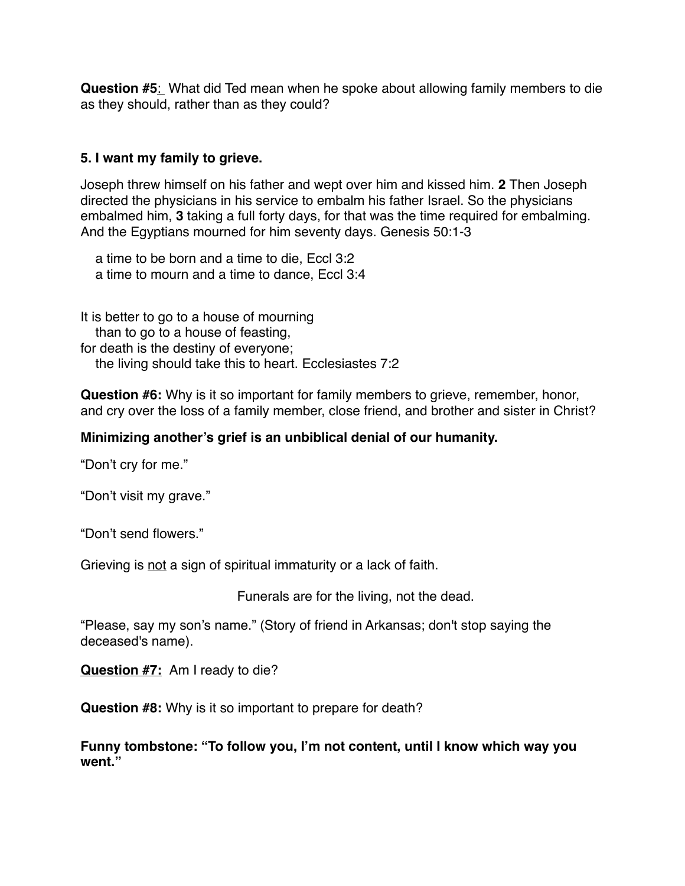**Question #5**: What did Ted mean when he spoke about allowing family members to die as they should, rather than as they could?

**5. I want my family to grieve.**

Joseph threw himself on his father and wept over him and kissed him. **2** Then Joseph directed the physicians in his service to embalm his father Israel. So the physicians embalmed him, **3** taking a full forty days, for that was the time required for embalming. And the Egyptians mourned for him seventy days. Genesis 50:1-3

a time to be born and a time to die, Eccl 3:2
a time to mourn and a time to dance, Eccl 3:4

It is better to go to a house of mourning
than to go to a house of feasting,
for death is the destiny of everyone;
the living should take this to heart. Ecclesiastes 7:2

**Question #6:** Why is it so important for family members to grieve, remember, honor, and cry over the loss of a family member, close friend, and brother and sister in Christ?

**Minimizing another's grief is an unbiblical denial of our humanity.**

"Don't cry for me."

"Don't visit my grave."

"Don't send flowers."

Grieving is not a sign of spiritual immaturity or a lack of faith.

Funerals are for the living, not the dead.

"Please, say my son's name." (Story of friend in Arkansas; don't stop saying the deceased's name).

**Question #7:** Am I ready to die?

**Question #8:** Why is it so important to prepare for death?

**Funny tombstone: "To follow you, I'm not content, until I know which way you went."**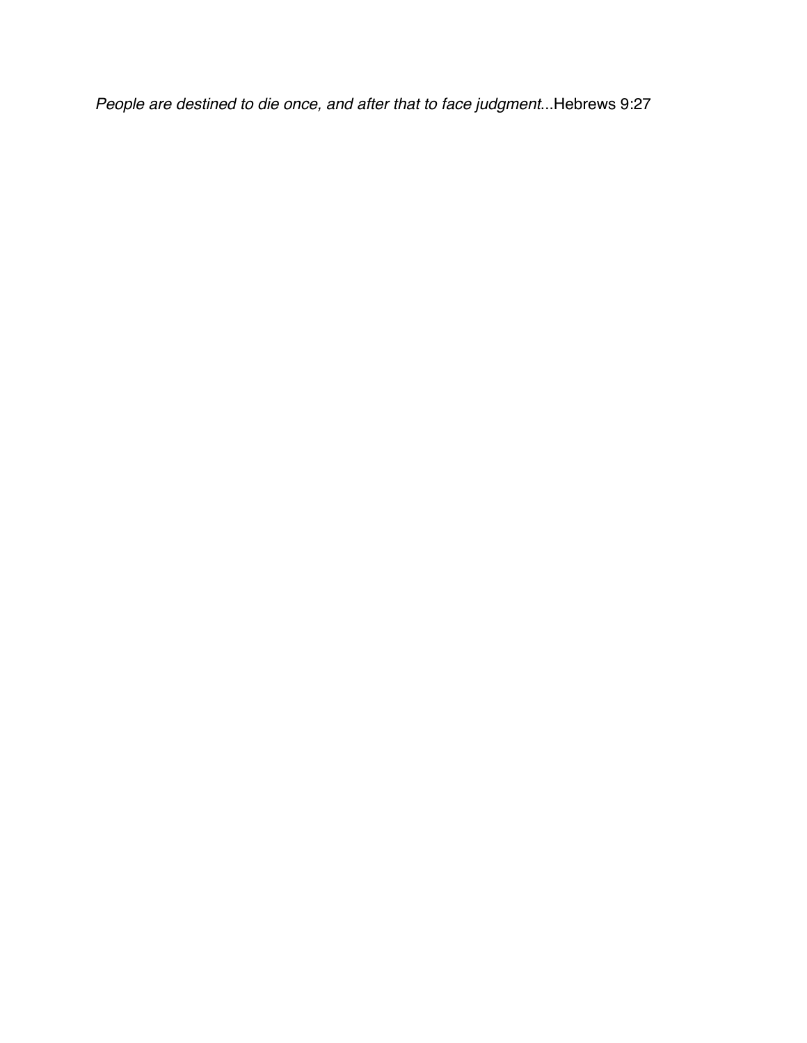*People are destined to die once, and after that to face judgment*...Hebrews 9:27